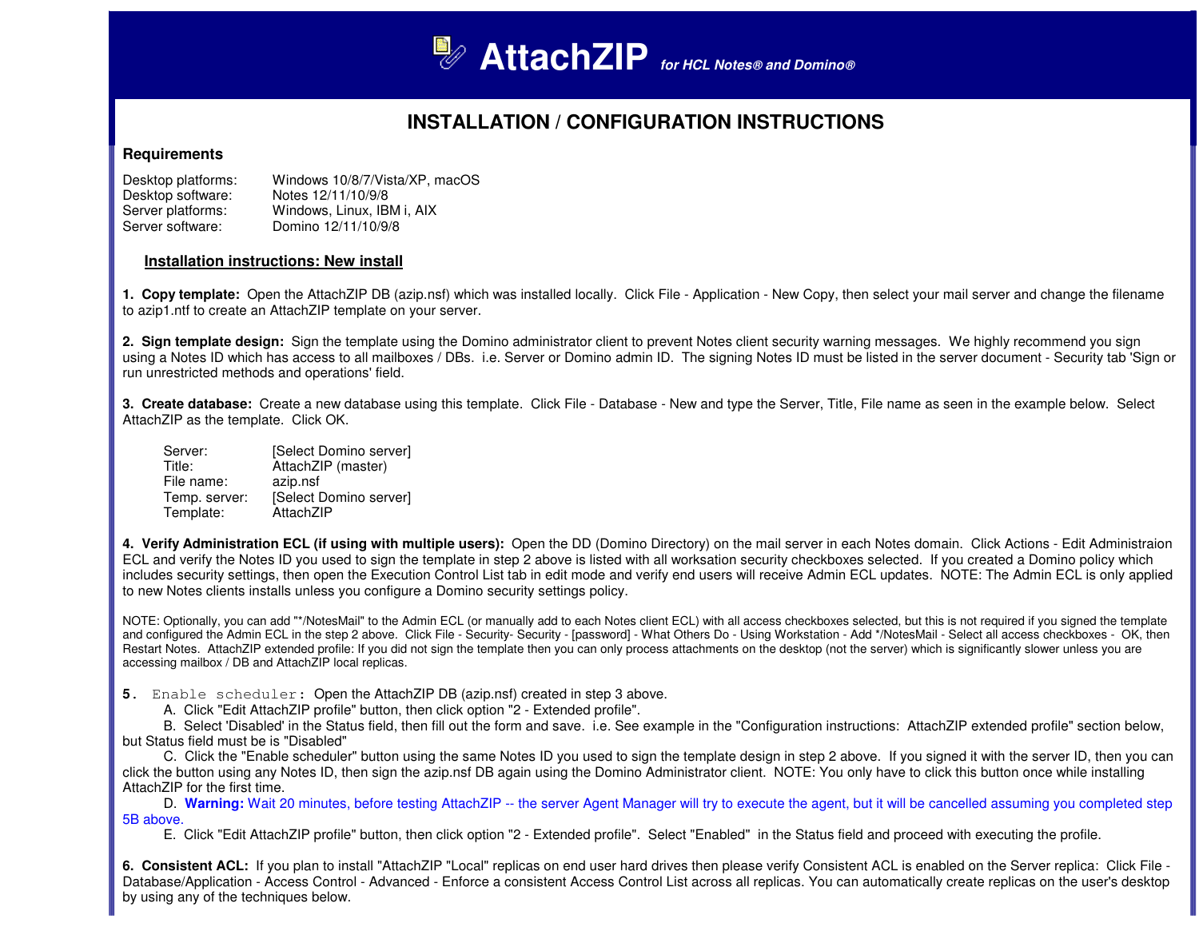# AttachZIP *for HCL Notes® and Domino®*

## INSTALLATION / CONFIGURATION INSTRUCTIONS

### Requirements

| | |
|---|---|
| Desktop platforms: | Windows 10/8/7/Vista/XP, macOS |
| Desktop software: | Notes 12/11/10/9/8 |
| Server platforms: | Windows, Linux, IBM i, AIX |
| Server software: | Domino 12/11/10/9/8 |

### Installation instructions: New install

**1. Copy template:** Open the AttachZIP DB (azip.nsf) which was installed locally. Click File - Application - New Copy, then select your mail server and change the filename to azip1.ntf to create an AttachZIP template on your server.

**2. Sign template design:** Sign the template using the Domino administrator client to prevent Notes client security warning messages. We highly recommend you sign using a Notes ID which has access to all mailboxes / DBs. i.e. Server or Domino admin ID. The signing Notes ID must be listed in the server document - Security tab 'Sign or run unrestricted methods and operations' field.

**3. Create database:** Create a new database using this template. Click File - Database - New and type the Server, Title, File name as seen in the example below. Select AttachZIP as the template. Click OK.

| | |
|---|---|
| Server: | [Select Domino server] |
| Title: | AttachZIP (master) |
| File name: | azip.nsf |
| Temp. server: | [Select Domino server] |
| Template: | AttachZIP |

**4. Verify Administration ECL (if using with multiple users):** Open the DD (Domino Directory) on the mail server in each Notes domain. Click Actions - Edit Administraion ECL and verify the Notes ID you used to sign the template in step 2 above is listed with all worksation security checkboxes selected. If you created a Domino policy which includes security settings, then open the Execution Control List tab in edit mode and verify end users will receive Admin ECL updates. NOTE: The Admin ECL is only applied to new Notes clients installs unless you configure a Domino security settings policy.

NOTE: Optionally, you can add "*/NotesMail" to the Admin ECL (or manually add to each Notes client ECL) with all access checkboxes selected, but this is not required if you signed the template and configured the Admin ECL in the step 2 above. Click File - Security- Security - [password] - What Others Do - Using Workstation - Add */NotesMail - Select all access checkboxes - OK, then Restart Notes. AttachZIP extended profile: If you did not sign the template then you can only process attachments on the desktop (not the server) which is significantly slower unless you are accessing mailbox / DB and AttachZIP local replicas.

**5.** Enable scheduler**:** Open the AttachZIP DB (azip.nsf) created in step 3 above.

A. Click "Edit AttachZIP profile" button, then click option "2 - Extended profile".

B. Select 'Disabled' in the Status field, then fill out the form and save. i.e. See example in the "Configuration instructions: AttachZIP extended profile" section below, but Status field must be is "Disabled"

C. Click the "Enable scheduler" button using the same Notes ID you used to sign the template design in step 2 above. If you signed it with the server ID, then you can click the button using any Notes ID, then sign the azip.nsf DB again using the Domino Administrator client. NOTE: You only have to click this button once while installing AttachZIP for the first time.

D. **Warning:** Wait 20 minutes, before testing AttachZIP -- the server Agent Manager will try to execute the agent, but it will be cancelled assuming you completed step 5B above.

E. Click "Edit AttachZIP profile" button, then click option "2 - Extended profile". Select "Enabled" in the Status field and proceed with executing the profile.

**6. Consistent ACL:** If you plan to install "AttachZIP "Local" replicas on end user hard drives then please verify Consistent ACL is enabled on the Server replica: Click File - Database/Application - Access Control - Advanced - Enforce a consistent Access Control List across all replicas. You can automatically create replicas on the user's desktop by using any of the techniques below.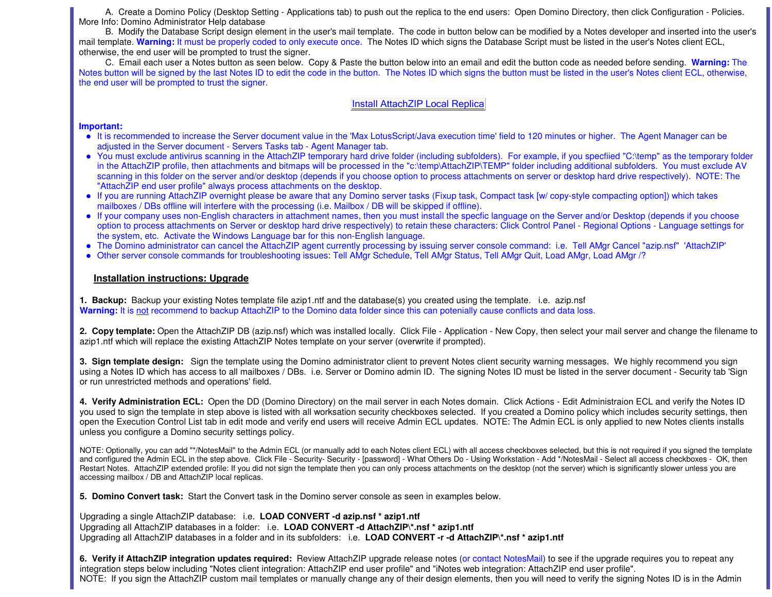A. Create a Domino Policy (Desktop Setting - Applications tab) to push out the replica to the end users: Open Domino Directory, then click Configuration - Policies. More Info: Domino Administrator Help database

B. Modify the Database Script design element in the user's mail template. The code in button below can be modified by a Notes developer and inserted into the user's mail template. **Warning:** It must be properly coded to only execute once. The Notes ID which signs the Database Script must be listed in the user's Notes client ECL, otherwise, the end user will be prompted to trust the signer.

C. Email each user a Notes button as seen below. Copy & Paste the button below into an email and edit the button code as needed before sending. **Warning:** The Notes button will be signed by the last Notes ID to edit the code in the button. The Notes ID which signs the button must be listed in the user's Notes client ECL, otherwise, the end user will be prompted to trust the signer.

Install AttachZIP Local Replica

**Important:**

- It is recommended to increase the Server document value in the 'Max LotusScript/Java execution time' field to 120 minutes or higher. The Agent Manager can be adjusted in the Server document - Servers Tasks tab - Agent Manager tab.
- You must exclude antivirus scanning in the AttachZIP temporary hard drive folder (including subfolders). For example, if you specfiied "C:\temp" as the temporary folder in the AttachZIP profile, then attachments and bitmaps will be processed in the "c:\temp\AttachZIP\TEMP" folder including additional subfolders. You must exclude AV scanning in this folder on the server and/or desktop (depends if you choose option to process attachments on server or desktop hard drive respectively). NOTE: The "AttachZIP end user profile" always process attachments on the desktop.
- If you are running AttachZIP overnight please be aware that any Domino server tasks (Fixup task, Compact task [w/ copy-style compacting option]) which takes mailboxes / DBs offline will interfere with the processing (i.e. Mailbox / DB will be skipped if offline).
- If your company uses non-English characters in attachment names, then you must install the specfic language on the Server and/or Desktop (depends if you choose option to process attachments on Server or desktop hard drive respectively) to retain these characters: Click Control Panel - Regional Options - Language settings for the system, etc. Activate the Windows Language bar for this non-English language.
- The Domino administrator can cancel the AttachZIP agent currently processing by issuing server console command: i.e. Tell AMgr Cancel "azip.nsf" 'AttachZIP'
- Other server console commands for troubleshooting issues: Tell AMgr Schedule, Tell AMgr Status, Tell AMgr Quit, Load AMgr, Load AMgr /?

## Installation instructions: Upgrade

**1. Backup:** Backup your existing Notes template file azip1.ntf and the database(s) you created using the template. i.e. azip.nsf
**Warning:** It is not recommend to backup AttachZIP to the Domino data folder since this can potenially cause conflicts and data loss.

**2. Copy template:** Open the AttachZIP DB (azip.nsf) which was installed locally. Click File - Application - New Copy, then select your mail server and change the filename to azip1.ntf which will replace the existing AttachZIP Notes template on your server (overwrite if prompted).

**3. Sign template design:** Sign the template using the Domino administrator client to prevent Notes client security warning messages. We highly recommend you sign using a Notes ID which has access to all mailboxes / DBs. i.e. Server or Domino admin ID. The signing Notes ID must be listed in the server document - Security tab 'Sign or run unrestricted methods and operations' field.

**4. Verify Administration ECL:** Open the DD (Domino Directory) on the mail server in each Notes domain. Click Actions - Edit Administraion ECL and verify the Notes ID you used to sign the template in step above is listed with all worksation security checkboxes selected. If you created a Domino policy which includes security settings, then open the Execution Control List tab in edit mode and verify end users will receive Admin ECL updates. NOTE: The Admin ECL is only applied to new Notes clients installs unless you configure a Domino security settings policy.

NOTE: Optionally, you can add "*/NotesMail" to the Admin ECL (or manually add to each Notes client ECL) with all access checkboxes selected, but this is not required if you signed the template and configured the Admin ECL in the step above. Click File - Security- Security - [password] - What Others Do - Using Workstation - Add */NotesMail - Select all access checkboxes - OK, then Restart Notes. AttachZIP extended profile: If you did not sign the template then you can only process attachments on the desktop (not the server) which is significantly slower unless you are accessing mailbox / DB and AttachZIP local replicas.

**5. Domino Convert task:** Start the Convert task in the Domino server console as seen in examples below.

Upgrading a single AttachZIP database: i.e. **LOAD CONVERT -d azip.nsf * azip1.ntf**
Upgrading all AttachZIP databases in a folder: i.e. **LOAD CONVERT -d AttachZIP\*.nsf * azip1.ntf**
Upgrading all AttachZIP databases in a folder and in its subfolders: i.e. **LOAD CONVERT -r -d AttachZIP\*.nsf * azip1.ntf**

**6. Verify if AttachZIP integration updates required:** Review AttachZIP upgrade release notes (or contact NotesMail) to see if the upgrade requires you to repeat any integration steps below including "Notes client integration: AttachZIP end user profile" and "iNotes web integration: AttachZIP end user profile".
NOTE: If you sign the AttachZIP custom mail templates or manually change any of their design elements, then you will need to verify the signing Notes ID is in the Admin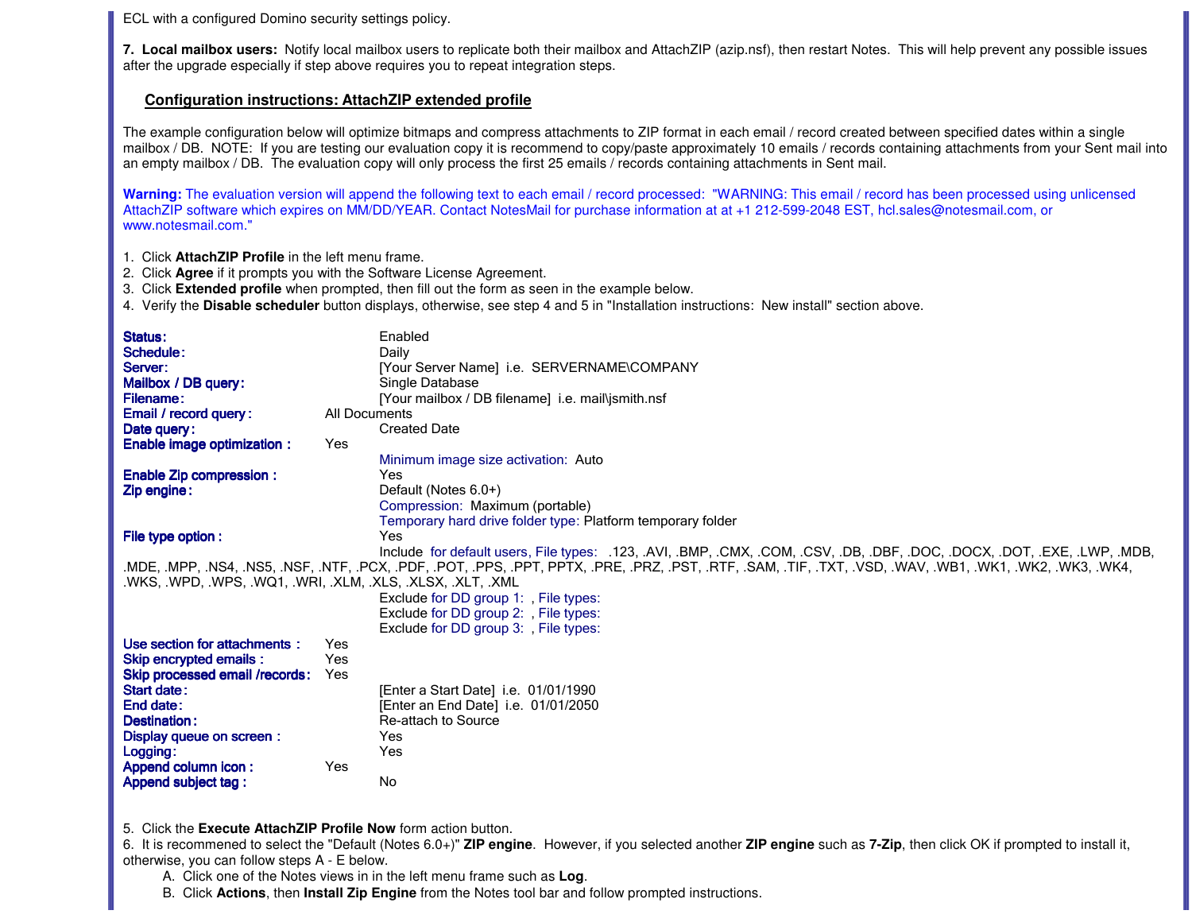ECL with a configured Domino security settings policy.

**7. Local mailbox users:** Notify local mailbox users to replicate both their mailbox and AttachZIP (azip.nsf), then restart Notes. This will help prevent any possible issues after the upgrade especially if step above requires you to repeat integration steps.

## Configuration instructions: AttachZIP extended profile

The example configuration below will optimize bitmaps and compress attachments to ZIP format in each email / record created between specified dates within a single mailbox / DB. NOTE: If you are testing our evaluation copy it is recommend to copy/paste approximately 10 emails / records containing attachments from your Sent mail into an empty mailbox / DB. The evaluation copy will only process the first 25 emails / records containing attachments in Sent mail.

**Warning:** The evaluation version will append the following text to each email / record processed: "WARNING: This email / record has been processed using unlicensed AttachZIP software which expires on MM/DD/YEAR. Contact NotesMail for purchase information at at +1 212-599-2048 EST, hcl.sales@notesmail.com, or www.notesmail.com."

1. Click **AttachZIP Profile** in the left menu frame.
2. Click **Agree** if it prompts you with the Software License Agreement.
3. Click **Extended profile** when prompted, then fill out the form as seen in the example below.
4. Verify the **Disable scheduler** button displays, otherwise, see step 4 and 5 in "Installation instructions: New install" section above.

**Status:** Enabled
**Schedule:** Daily
**Server:** [Your Server Name] i.e. SERVERNAME\COMPANY
**Mailbox / DB query:** Single Database
**Filename:** [Your mailbox / DB filename] i.e. mail\jsmith.nsf
**Email / record query:** All Documents
**Date query:** Created Date
**Enable image optimization :** Yes
Minimum image size activation: Auto
**Enable Zip compression :** Yes
**Zip engine:** Default (Notes 6.0+)
Compression: Maximum (portable)
Temporary hard drive folder type: Platform temporary folder
**File type option :** Yes
Include for default users, File types: .123, .AVI, .BMP, .CMX, .COM, .CSV, .DB, .DBF, .DOC, .DOCX, .DOT, .EXE, .LWP, .MDB, .MDE, .MPP, .NS4, .NS5, .NSF, .NTF, .PCX, .PDF, .POT, .PPS, .PPT, PPTX, .PRE, .PRZ, .PST, .RTF, .SAM, .TIF, .TXT, .VSD, .WAV, .WB1, .WK1, .WK2, .WK3, .WK4, .WKS, .WPD, .WPS, .WQ1, .WRI, .XLM, .XLS, .XLSX, .XLT, .XML
Exclude for DD group 1: , File types:
Exclude for DD group 2: , File types:
Exclude for DD group 3: , File types:
**Use section for attachments :** Yes
**Skip encrypted emails :** Yes
**Skip processed email /records:** Yes
**Start date:** [Enter a Start Date] i.e. 01/01/1990
**End date:** [Enter an End Date] i.e. 01/01/2050
**Destination:** Re-attach to Source
**Display queue on screen :** Yes
**Logging:** Yes
**Append column icon :** Yes
**Append subject tag :** No

5. Click the **Execute AttachZIP Profile Now** form action button.
6. It is recommened to select the "Default (Notes 6.0+)" **ZIP engine**. However, if you selected another **ZIP engine** such as **7-Zip**, then click OK if prompted to install it, otherwise, you can follow steps A - E below.
   A. Click one of the Notes views in in the left menu frame such as **Log**.
   B. Click **Actions**, then **Install Zip Engine** from the Notes tool bar and follow prompted instructions.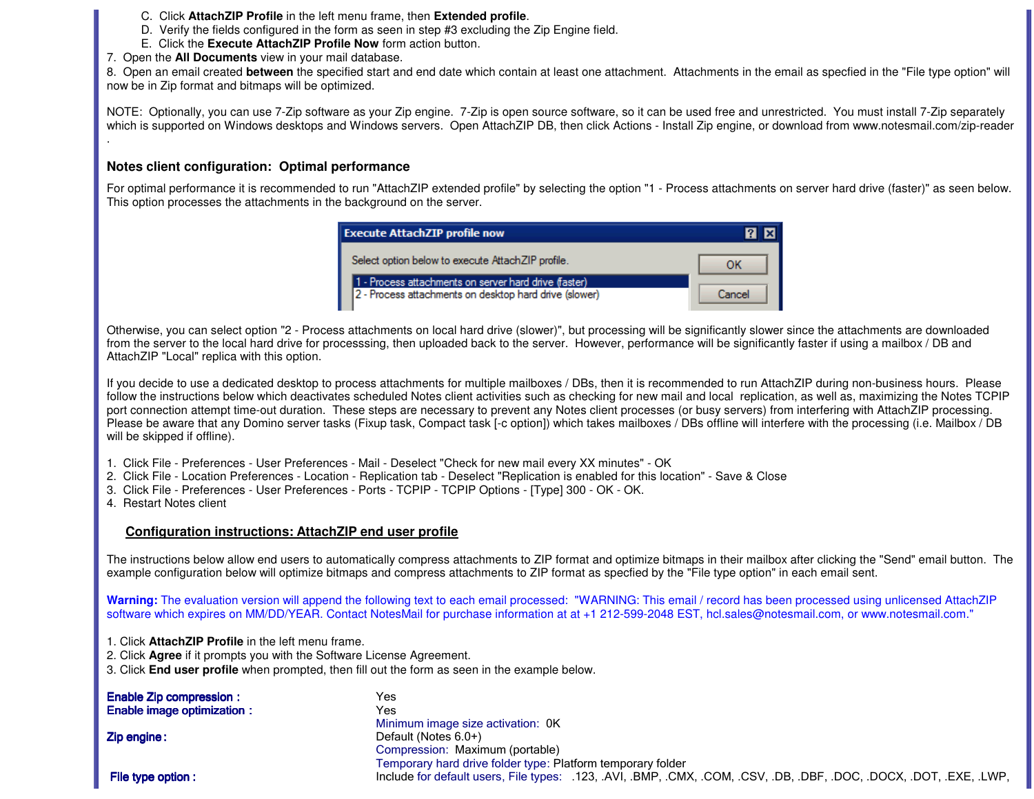C. Click **AttachZIP Profile** in the left menu frame, then **Extended profile**.
D. Verify the fields configured in the form as seen in step #3 excluding the Zip Engine field.
E. Click the **Execute AttachZIP Profile Now** form action button.

7. Open the **All Documents** view in your mail database.
8. Open an email created **between** the specified start and end date which contain at least one attachment. Attachments in the email as specfied in the "File type option" will now be in Zip format and bitmaps will be optimized.

NOTE: Optionally, you can use 7-Zip software as your Zip engine. 7-Zip is open source software, so it can be used free and unrestricted. You must install 7-Zip separately which is supported on Windows desktops and Windows servers. Open AttachZIP DB, then click Actions - Install Zip engine, or download from www.notesmail.com/zip-reader .

### Notes client configuration: Optimal performance

For optimal performance it is recommended to run "AttachZIP extended profile" by selecting the option "1 - Process attachments on server hard drive (faster)" as seen below. This option processes the attachments in the background on the server.

Execute AttachZIP profile now

Select option below to execute AttachZIP profile.

1 - Process attachments on server hard drive (faster)
2 - Process attachments on desktop hard drive (slower)

OK
Cancel

Otherwise, you can select option "2 - Process attachments on local hard drive (slower)", but processing will be significantly slower since the attachments are downloaded from the server to the local hard drive for processsing, then uploaded back to the server. However, performance will be significantly faster if using a mailbox / DB and AttachZIP "Local" replica with this option.

If you decide to use a dedicated desktop to process attachments for multiple mailboxes / DBs, then it is recommended to run AttachZIP during non-business hours. Please follow the instructions below which deactivates scheduled Notes client activities such as checking for new mail and local replication, as well as, maximizing the Notes TCPIP port connection attempt time-out duration. These steps are necessary to prevent any Notes client processes (or busy servers) from interfering with AttachZIP processing. Please be aware that any Domino server tasks (Fixup task, Compact task [-c option]) which takes mailboxes / DBs offline will interfere with the processing (i.e. Mailbox / DB will be skipped if offline).

1. Click File - Preferences - User Preferences - Mail - Deselect "Check for new mail every XX minutes" - OK
2. Click File - Location Preferences - Location - Replication tab - Deselect "Replication is enabled for this location" - Save & Close
3. Click File - Preferences - User Preferences - Ports - TCPIP - TCPIP Options - [Type] 300 - OK - OK.
4. Restart Notes client

## Configuration instructions: AttachZIP end user profile

The instructions below allow end users to automatically compress attachments to ZIP format and optimize bitmaps in their mailbox after clicking the "Send" email button. The example configuration below will optimize bitmaps and compress attachments to ZIP format as specfied by the "File type option" in each email sent.

**Warning:** The evaluation version will append the following text to each email processed: "WARNING: This email / record has been processed using unlicensed AttachZIP software which expires on MM/DD/YEAR. Contact NotesMail for purchase information at at +1 212-599-2048 EST, hcl.sales@notesmail.com, or www.notesmail.com."

1. Click **AttachZIP Profile** in the left menu frame.
2. Click **Agree** if it prompts you with the Software License Agreement.
3. Click **End user profile** when prompted, then fill out the form as seen in the example below.

| | |
|---|---|
| **Enable Zip compression :** | Yes |
| **Enable image optimization :** | Yes<br>Minimum image size activation: 0K |
| **Zip engine :** | Default (Notes 6.0+)<br>Compression: Maximum (portable)<br>Temporary hard drive folder type: Platform temporary folder |
| **File type option :** | Include for default users, File types: .123, .AVI, .BMP, .CMX, .COM, .CSV, .DB, .DBF, .DOC, .DOCX, .DOT, .EXE, .LWP, |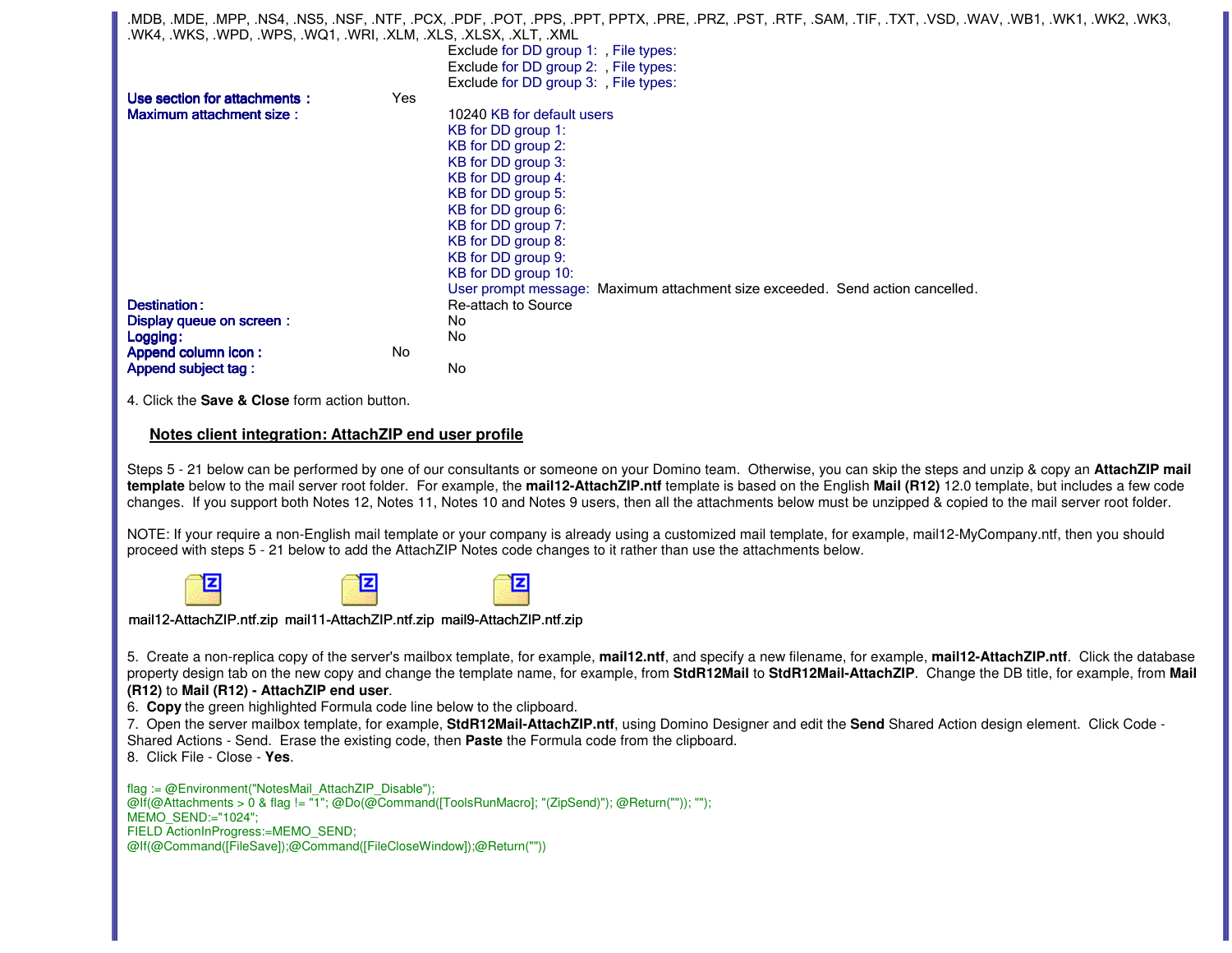.MDB, .MDE, .MPP, .NS4, .NS5, .NSF, .NTF, .PCX, .PDF, .POT, .PPS, .PPT, PPTX, .PRE, .PRZ, .PST, .RTF, .SAM, .TIF, .TXT, .VSD, .WAV, .WB1, .WK1, .WK2, .WK3, .WK4, .WKS, .WPD, .WPS, .WQ1, .WRI, .XLM, .XLS, .XLSX, .XLT, .XML

Exclude for DD group 1: , File types:
Exclude for DD group 2: , File types:
Exclude for DD group 3: , File types:

**Use section for attachments :** Yes

**Maximum attachment size :**
10240 KB for default users
KB for DD group 1:
KB for DD group 2:
KB for DD group 3:
KB for DD group 4:
KB for DD group 5:
KB for DD group 6:
KB for DD group 7:
KB for DD group 8:
KB for DD group 9:
KB for DD group 10:
User prompt message: Maximum attachment size exceeded. Send action cancelled.

**Destination :** Re-attach to Source
**Display queue on screen :** No
**Logging :** No
**Append column icon :** No
**Append subject tag :** No

4. Click the **Save & Close** form action button.

## Notes client integration: AttachZIP end user profile

Steps 5 - 21 below can be performed by one of our consultants or someone on your Domino team. Otherwise, you can skip the steps and unzip & copy an **AttachZIP mail template** below to the mail server root folder. For example, the **mail12-AttachZIP.ntf** template is based on the English **Mail (R12)** 12.0 template, but includes a few code changes. If you support both Notes 12, Notes 11, Notes 10 and Notes 9 users, then all the attachments below must be unzipped & copied to the mail server root folder.

NOTE: If your require a non-English mail template or your company is already using a customized mail template, for example, mail12-MyCompany.ntf, then you should proceed with steps 5 - 21 below to add the AttachZIP Notes code changes to it rather than use the attachments below.

mail12-AttachZIP.ntf.zip mail11-AttachZIP.ntf.zip mail9-AttachZIP.ntf.zip

5. Create a non-replica copy of the server's mailbox template, for example, **mail12.ntf**, and specify a new filename, for example, **mail12-AttachZIP.ntf**. Click the database property design tab on the new copy and change the template name, for example, from **StdR12Mail** to **StdR12Mail-AttachZIP**. Change the DB title, for example, from **Mail (R12)** to **Mail (R12) - AttachZIP end user**.
6. **Copy** the green highlighted Formula code line below to the clipboard.
7. Open the server mailbox template, for example, **StdR12Mail-AttachZIP.ntf**, using Domino Designer and edit the **Send** Shared Action design element. Click Code - Shared Actions - Send. Erase the existing code, then **Paste** the Formula code from the clipboard.
8. Click File - Close - **Yes**.

```
flag := @Environment("NotesMail_AttachZIP_Disable");
@If(@Attachments > 0 & flag != "1"; @Do(@Command([ToolsRunMacro]; "(ZipSend)"); @Return("")); "");
MEMO_SEND:="1024";
FIELD ActionInProgress:=MEMO_SEND;
@If(@Command([FileSave]);@Command([FileCloseWindow]);@Return(""))
```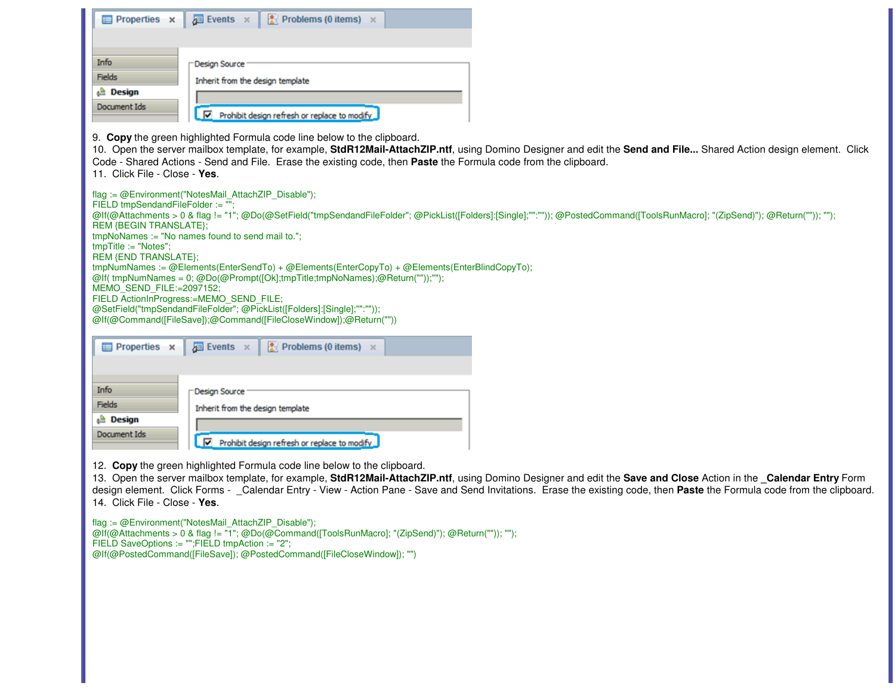9. **Copy** the green highlighted Formula code line below to the clipboard.
10. Open the server mailbox template, for example, **StdR12Mail-AttachZIP.ntf**, using Domino Designer and edit the **Send and File...** Shared Action design element. Click Code - Shared Actions - Send and File. Erase the existing code, then **Paste** the Formula code from the clipboard.
11. Click File - Close - **Yes**.

```
flag := @Environment("NotesMail_AttachZIP_Disable");
FIELD tmpSendandFileFolder := "";
@If(@Attachments > 0 & flag != "1"; @Do(@SetField("tmpSendandFileFolder"; @PickList([Folders]:[Single];"":"")); @PostedCommand([ToolsRunMacro]; "(ZipSend)"); @Return("")); "");
REM {BEGIN TRANSLATE};
tmpNoNames := "No names found to send mail to.";
tmpTitle := "Notes";
REM {END TRANSLATE};
tmpNumNames := @Elements(EnterSendTo) + @Elements(EnterCopyTo) + @Elements(EnterBlindCopyTo);
@If( tmpNumNames = 0; @Do(@Prompt([Ok];tmpTitle;tmpNoNames);@Return(""));"");
MEMO_SEND_FILE:=2097152;
FIELD ActionInProgress:=MEMO_SEND_FILE;
@SetField("tmpSendandFileFolder"; @PickList([Folders]:[Single];"":""));
@If(@Command([FileSave]);@Command([FileCloseWindow]);@Return(""))
```

12. **Copy** the green highlighted Formula code line below to the clipboard.
13. Open the server mailbox template, for example, **StdR12Mail-AttachZIP.ntf**, using Domino Designer and edit the **Save and Close** Action in the **_Calendar Entry** Form design element. Click Forms - _Calendar Entry - View - Action Pane - Save and Send Invitations. Erase the existing code, then **Paste** the Formula code from the clipboard.
14. Click File - Close - **Yes**.

```
flag := @Environment("NotesMail_AttachZIP_Disable");
@If(@Attachments > 0 & flag != "1"; @Do(@Command([ToolsRunMacro]; "(ZipSend)"); @Return("")); "");
FIELD SaveOptions := "";FIELD tmpAction := "2";
@If(@PostedCommand([FileSave]); @PostedCommand([FileCloseWindow]); "")
```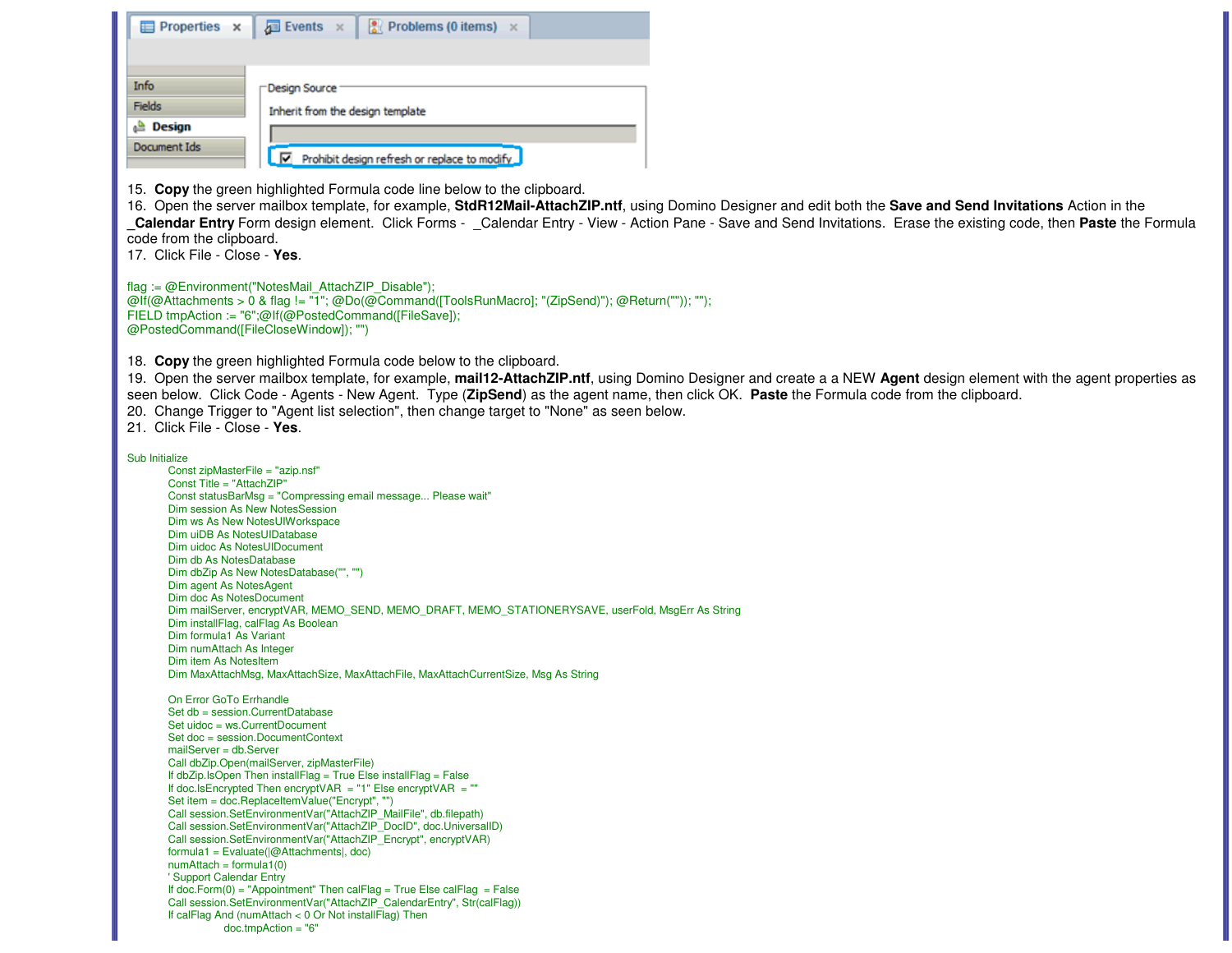15. **Copy** the green highlighted Formula code line below to the clipboard.
16. Open the server mailbox template, for example, **StdR12Mail-AttachZIP.ntf**, using Domino Designer and edit both the **Save and Send Invitations** Action in the **_Calendar Entry** Form design element. Click Forms - _Calendar Entry - View - Action Pane - Save and Send Invitations. Erase the existing code, then **Paste** the Formula code from the clipboard.
17. Click File - Close - **Yes**.

```
flag := @Environment("NotesMail_AttachZIP_Disable");
@If(@Attachments > 0 & flag != "1"; @Do(@Command([ToolsRunMacro]; "(ZipSend)"); @Return("")); "");
FIELD tmpAction := "6";@If(@PostedCommand([FileSave]);
@PostedCommand([FileCloseWindow]); "")
```

18. **Copy** the green highlighted Formula code below to the clipboard.
19. Open the server mailbox template, for example, **mail12-AttachZIP.ntf**, using Domino Designer and create a a NEW **Agent** design element with the agent properties as seen below. Click Code - Agents - New Agent. Type (**ZipSend**) as the agent name, then click OK. **Paste** the Formula code from the clipboard.
20. Change Trigger to "Agent list selection", then change target to "None" as seen below.
21. Click File - Close - **Yes**.

```
Sub Initialize
	Const zipMasterFile = "azip.nsf"
	Const Title = "AttachZIP"
	Const statusBarMsg = "Compressing email message... Please wait"
	Dim session As New NotesSession
	Dim ws As New NotesUIWorkspace
	Dim uiDB As NotesUIDatabase
	Dim uidoc As NotesUIDocument
	Dim db As NotesDatabase
	Dim dbZip As New NotesDatabase("", "")
	Dim agent As NotesAgent
	Dim doc As NotesDocument
	Dim mailServer, encryptVAR, MEMO_SEND, MEMO_DRAFT, MEMO_STATIONERYSAVE, userFold, MsgErr As String
	Dim installFlag, calFlag As Boolean
	Dim formula1 As Variant
	Dim numAttach As Integer
	Dim item As NotesItem
	Dim MaxAttachMsg, MaxAttachSize, MaxAttachFile, MaxAttachCurrentSize, Msg As String

	On Error GoTo Errhandle
	Set db = session.CurrentDatabase
	Set uidoc = ws.CurrentDocument
	Set doc = session.DocumentContext
	mailServer = db.Server
	Call dbZip.Open(mailServer, zipMasterFile)
	If dbZip.IsOpen Then installFlag = True Else installFlag = False
	If doc.IsEncrypted Then encryptVAR  = "1" Else encryptVAR  = ""
	Set item = doc.ReplaceItemValue("Encrypt", "")
	Call session.SetEnvironmentVar("AttachZIP_MailFile", db.filepath)
	Call session.SetEnvironmentVar("AttachZIP_DocID", doc.UniversalID)
	Call session.SetEnvironmentVar("AttachZIP_Encrypt", encryptVAR)
	formula1 = Evaluate(|@Attachments|, doc)
	numAttach = formula1(0)
	' Support Calendar Entry
	If doc.Form(0) = "Appointment" Then calFlag = True Else calFlag  = False
	Call session.SetEnvironmentVar("AttachZIP_CalendarEntry", Str(calFlag))
	If calFlag And (numAttach < 0 Or Not installFlag) Then
			doc.tmpAction = "6"
```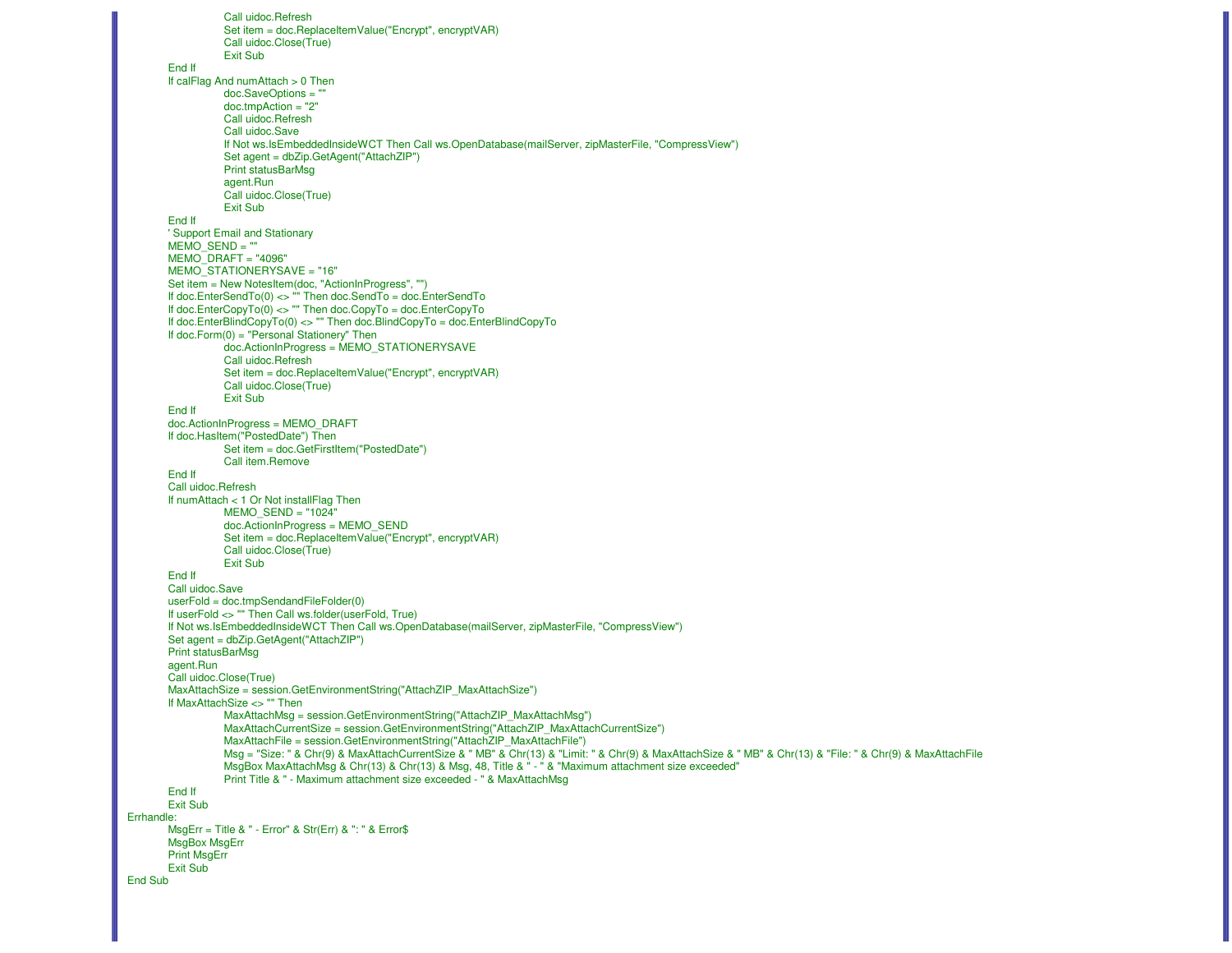```
                Call uidoc.Refresh
                Set item = doc.ReplaceItemValue("Encrypt", encryptVAR)
                Call uidoc.Close(True)
                Exit Sub
        End If
        If calFlag And numAttach > 0 Then
                doc.SaveOptions = ""
                doc.tmpAction = "2"
                Call uidoc.Refresh
                Call uidoc.Save
                If Not ws.IsEmbeddedInsideWCT Then Call ws.OpenDatabase(mailServer, zipMasterFile, "CompressView")
                Set agent = dbZip.GetAgent("AttachZIP")
                Print statusBarMsg
                agent.Run
                Call uidoc.Close(True)
                Exit Sub
        End If
        ' Support Email and Stationary
        MEMO_SEND = ""
        MEMO_DRAFT = "4096"
        MEMO_STATIONERYSAVE = "16"
        Set item = New NotesItem(doc, "ActionInProgress", "")
        If doc.EnterSendTo(0) <> "" Then doc.SendTo = doc.EnterSendTo
        If doc.EnterCopyTo(0) <> "" Then doc.CopyTo = doc.EnterCopyTo
        If doc.EnterBlindCopyTo(0) <> "" Then doc.BlindCopyTo = doc.EnterBlindCopyTo
        If doc.Form(0) = "Personal Stationery" Then
                doc.ActionInProgress = MEMO_STATIONERYSAVE
                Call uidoc.Refresh
                Set item = doc.ReplaceItemValue("Encrypt", encryptVAR)
                Call uidoc.Close(True)
                Exit Sub
        End If
        doc.ActionInProgress = MEMO_DRAFT
        If doc.HasItem("PostedDate") Then
                Set item = doc.GetFirstItem("PostedDate")
                Call item.Remove
        End If
        Call uidoc.Refresh
        If numAttach < 1 Or Not installFlag Then
                MEMO_SEND = "1024"
                doc.ActionInProgress = MEMO_SEND
                Set item = doc.ReplaceItemValue("Encrypt", encryptVAR)
                Call uidoc.Close(True)
                Exit Sub
        End If
        Call uidoc.Save
        userFold = doc.tmpSendandFileFolder(0)
        If userFold <> "" Then Call ws.folder(userFold, True)
        If Not ws.IsEmbeddedInsideWCT Then Call ws.OpenDatabase(mailServer, zipMasterFile, "CompressView")
        Set agent = dbZip.GetAgent("AttachZIP")
        Print statusBarMsg
        agent.Run
        Call uidoc.Close(True)
        MaxAttachSize = session.GetEnvironmentString("AttachZIP_MaxAttachSize")
        If MaxAttachSize <> "" Then
                MaxAttachMsg = session.GetEnvironmentString("AttachZIP_MaxAttachMsg")
                MaxAttachCurrentSize = session.GetEnvironmentString("AttachZIP_MaxAttachCurrentSize")
                MaxAttachFile = session.GetEnvironmentString("AttachZIP_MaxAttachFile")
                Msg = "Size: " & Chr(9) & MaxAttachCurrentSize & " MB" & Chr(13) & "Limit: " & Chr(9) & MaxAttachSize & " MB" & Chr(13) & "File: " & Chr(9) & MaxAttachFile
                MsgBox MaxAttachMsg & Chr(13) & Chr(13) & Msg, 48, Title & " - " & "Maximum attachment size exceeded"
                Print Title & " - Maximum attachment size exceeded - " & MaxAttachMsg
        End If
        Exit Sub
Errhandle:
        MsgErr = Title & " - Error" & Str(Err) & ": " & Error$
        MsgBox MsgErr
        Print MsgErr
        Exit Sub
End Sub
```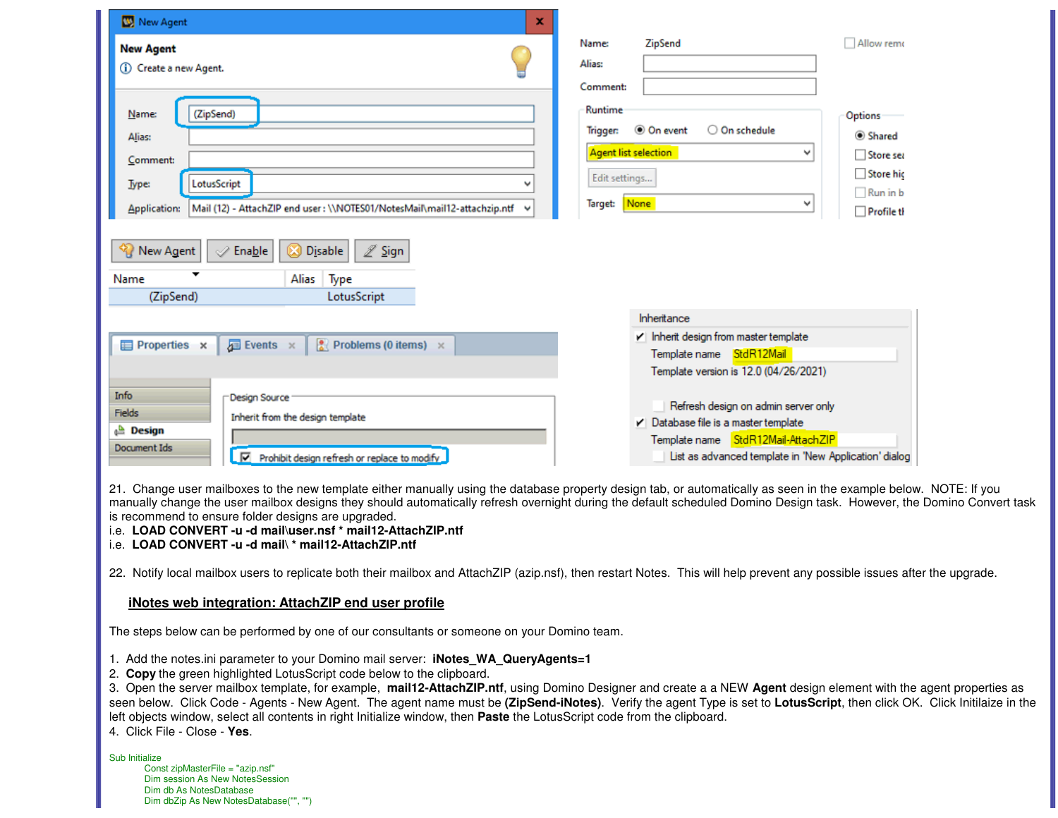21. Change user mailboxes to the new template either manually using the database property design tab, or automatically as seen in the example below. NOTE: If you manually change the user mailbox designs they should automatically refresh overnight during the default scheduled Domino Design task. However, the Domino Convert task is recommend to ensure folder designs are upgraded.
i.e. **LOAD CONVERT -u -d mail\user.nsf * mail12-AttachZIP.ntf**
i.e. **LOAD CONVERT -u -d mail\ * mail12-AttachZIP.ntf**

22. Notify local mailbox users to replicate both their mailbox and AttachZIP (azip.nsf), then restart Notes. This will help prevent any possible issues after the upgrade.

## iNotes web integration: AttachZIP end user profile

The steps below can be performed by one of our consultants or someone on your Domino team.

1. Add the notes.ini parameter to your Domino mail server: **iNotes_WA_QueryAgents=1**
2. **Copy** the green highlighted LotusScript code below to the clipboard.
3. Open the server mailbox template, for example, **mail12-AttachZIP.ntf**, using Domino Designer and create a a NEW **Agent** design element with the agent properties as seen below. Click Code - Agents - New Agent. The agent name must be **(ZipSend-iNotes)**. Verify the agent Type is set to **LotusScript**, then click OK. Click Initilaize in the left objects window, select all contents in right Initialize window, then **Paste** the LotusScript code from the clipboard.
4. Click File - Close - **Yes**.

```
Sub Initialize
	Const zipMasterFile = "azip.nsf"
	Dim session As New NotesSession
	Dim db As NotesDatabase
	Dim dbZip As New NotesDatabase("", "")
```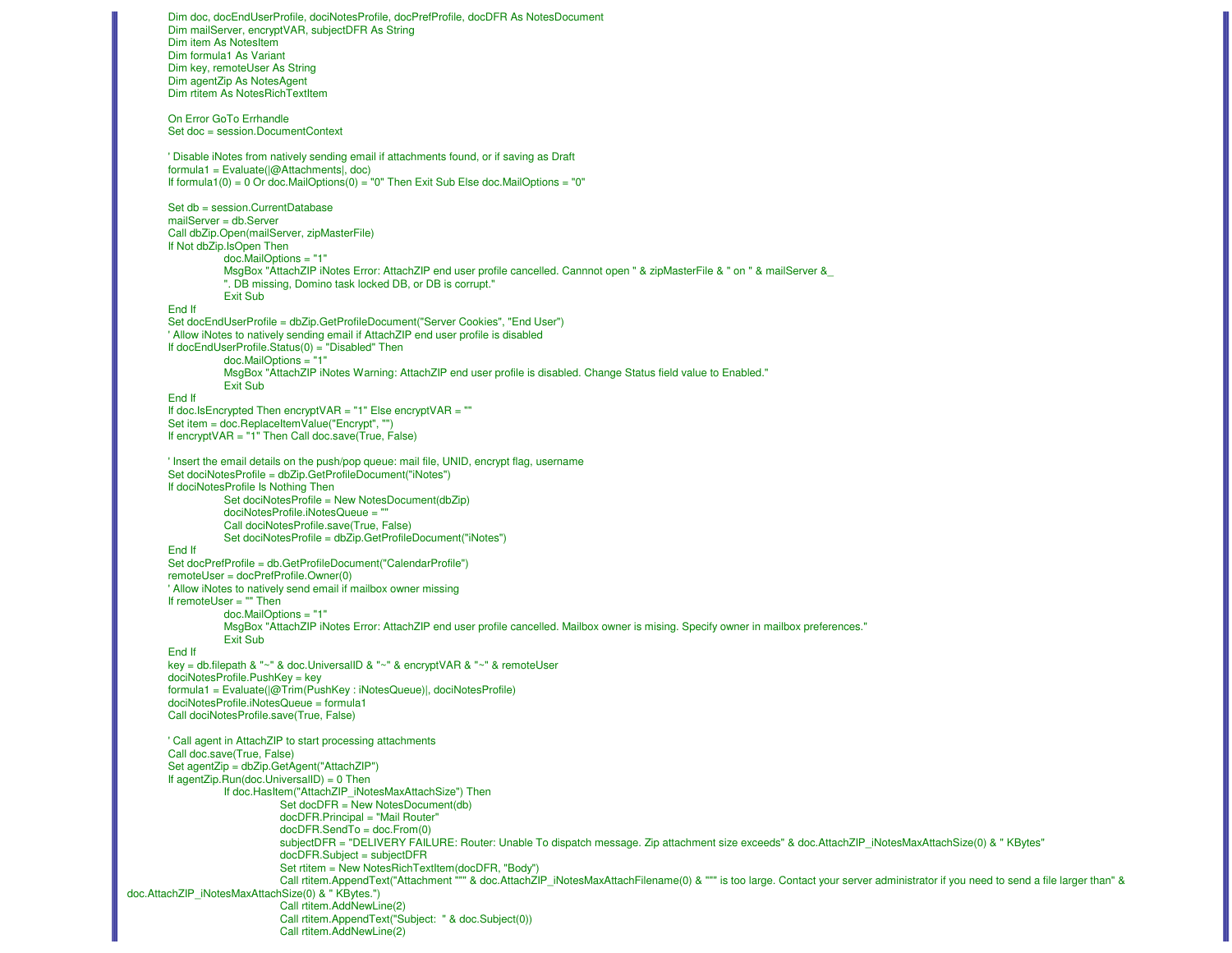```
Dim doc, docEndUserProfile, dociNotesProfile, docPrefProfile, docDFR As NotesDocument
Dim mailServer, encryptVAR, subjectDFR As String
Dim item As NotesItem
Dim formula1 As Variant
Dim key, remoteUser As String
Dim agentZip As NotesAgent
Dim rtitem As NotesRichTextItem

On Error GoTo Errhandle
Set doc = session.DocumentContext

' Disable iNotes from natively sending email if attachments found, or if saving as Draft
formula1 = Evaluate(|@Attachments|, doc)
If formula1(0) = 0 Or doc.MailOptions(0) = "0" Then Exit Sub Else doc.MailOptions = "0"

Set db = session.CurrentDatabase
mailServer = db.Server
Call dbZip.Open(mailServer, zipMasterFile)
If Not dbZip.IsOpen Then
          doc.MailOptions = "1"
          MsgBox "AttachZIP iNotes Error: AttachZIP end user profile cancelled. Cannnot open " & zipMasterFile & " on " & mailServer &_
          ". DB missing, Domino task locked DB, or DB is corrupt."
          Exit Sub
End If
Set docEndUserProfile = dbZip.GetProfileDocument("Server Cookies", "End User")
' Allow iNotes to natively sending email if AttachZIP end user profile is disabled
If docEndUserProfile.Status(0) = "Disabled" Then
          doc.MailOptions = "1"
          MsgBox "AttachZIP iNotes Warning: AttachZIP end user profile is disabled. Change Status field value to Enabled."
          Exit Sub
End If
If doc.IsEncrypted Then encryptVAR = "1" Else encryptVAR = ""
Set item = doc.ReplaceItemValue("Encrypt", "")
If encryptVAR = "1" Then Call doc.save(True, False)

' Insert the email details on the push/pop queue: mail file, UNID, encrypt flag, username
Set dociNotesProfile = dbZip.GetProfileDocument("iNotes")
If dociNotesProfile Is Nothing Then
          Set dociNotesProfile = New NotesDocument(dbZip)
          dociNotesProfile.iNotesQueue = ""
          Call dociNotesProfile.save(True, False)
          Set dociNotesProfile = dbZip.GetProfileDocument("iNotes")
End If
Set docPrefProfile = db.GetProfileDocument("CalendarProfile")
remoteUser = docPrefProfile.Owner(0)
' Allow iNotes to natively send email if mailbox owner missing
If remoteUser = "" Then
          doc.MailOptions = "1"
          MsgBox "AttachZIP iNotes Error: AttachZIP end user profile cancelled. Mailbox owner is mising. Specify owner in mailbox preferences."
          Exit Sub
End If
key = db.filepath & "~" & doc.UniversalID & "~" & encryptVAR & "~" & remoteUser
dociNotesProfile.PushKey = key
formula1 = Evaluate(|@Trim(PushKey : iNotesQueue)|, dociNotesProfile)
dociNotesProfile.iNotesQueue = formula1
Call dociNotesProfile.save(True, False)

' Call agent in AttachZIP to start processing attachments
Call doc.save(True, False)
Set agentZip = dbZip.GetAgent("AttachZIP")
If agentZip.Run(doc.UniversalID) = 0 Then
          If doc.HasItem("AttachZIP_iNotesMaxAttachSize") Then
                    Set docDFR = New NotesDocument(db)
                    docDFR.Principal = "Mail Router"
                    docDFR.SendTo = doc.From(0)
                    subjectDFR = "DELIVERY FAILURE: Router: Unable To dispatch message. Zip attachment size exceeds" & doc.AttachZIP_iNotesMaxAttachSize(0) & " KBytes"
                    docDFR.Subject = subjectDFR
                    Set rtitem = New NotesRichTextItem(docDFR, "Body")
                    Call rtitem.AppendText("Attachment """ & doc.AttachZIP_iNotesMaxAttachFilename(0) & """ is too large. Contact your server administrator if you need to send a file larger than" &
doc.AttachZIP_iNotesMaxAttachSize(0) & " KBytes.")
                    Call rtitem.AddNewLine(2)
                    Call rtitem.AppendText("Subject:  " & doc.Subject(0))
                    Call rtitem.AddNewLine(2)
```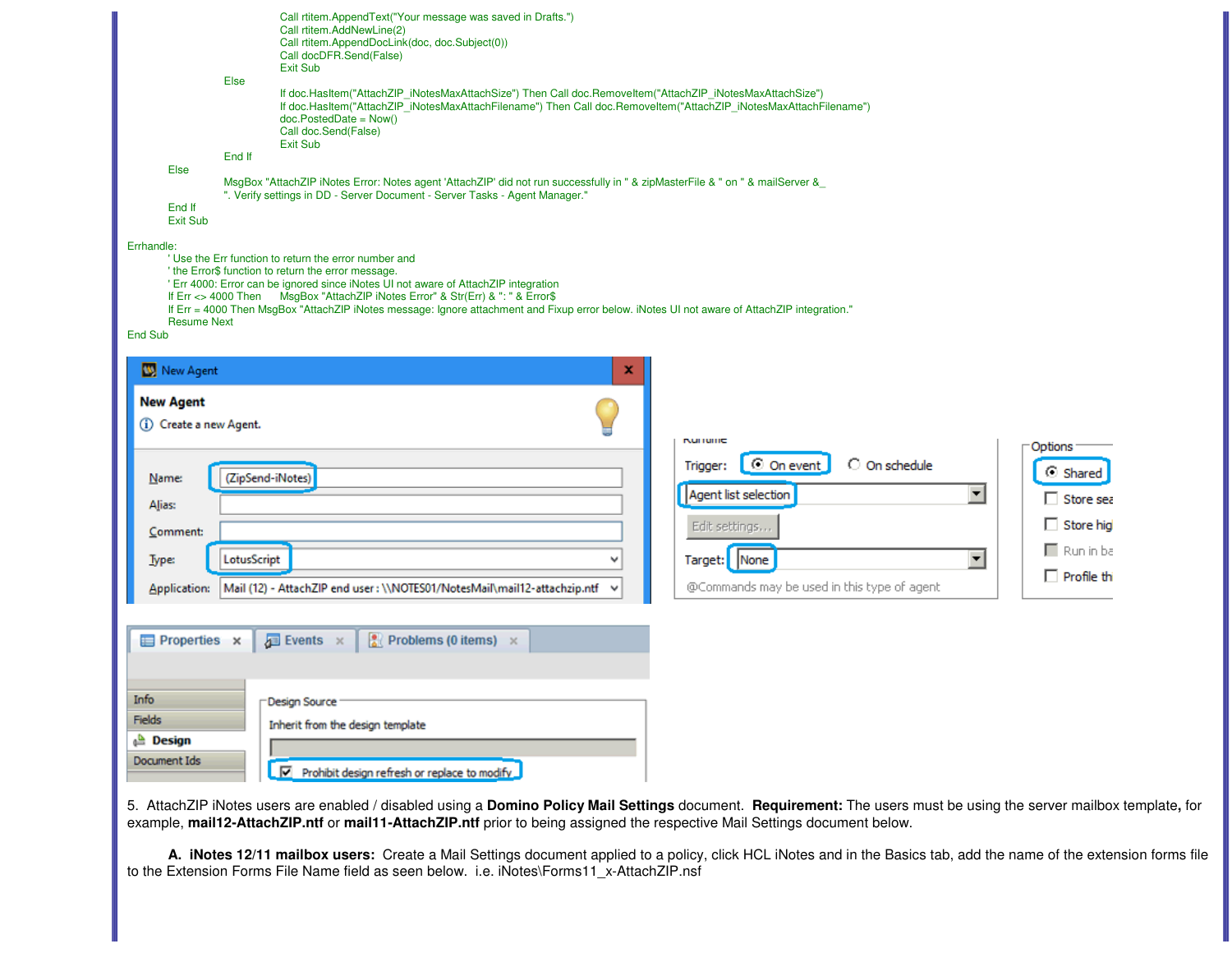```
                    Call rtitem.AppendText("Your message was saved in Drafts.")
                    Call rtitem.AddNewLine(2)
                    Call rtitem.AppendDocLink(doc, doc.Subject(0))
                    Call docDFR.Send(False)
                    Exit Sub
               Else
                    If doc.HasItem("AttachZIP_iNotesMaxAttachSize") Then Call doc.RemoveItem("AttachZIP_iNotesMaxAttachSize")
                    If doc.HasItem("AttachZIP_iNotesMaxAttachFilename") Then Call doc.RemoveItem("AttachZIP_iNotesMaxAttachFilename")
                    doc.PostedDate = Now()
                    Call doc.Send(False)
                    Exit Sub
               End If
          Else
               MsgBox "AttachZIP iNotes Error: Notes agent 'AttachZIP' did not run successfully in " & zipMasterFile & " on " & mailServer &_
               ". Verify settings in DD - Server Document - Server Tasks - Agent Manager."
          End If
          Exit Sub

Errhandle:
          ' Use the Err function to return the error number and
          ' the Error$ function to return the error message.
          ' Err 4000: Error can be ignored since iNotes UI not aware of AttachZIP integration
          If Err <> 4000 Then     MsgBox "AttachZIP iNotes Error" & Str(Err) & ": " & Error$
          If Err = 4000 Then MsgBox "AttachZIP iNotes message: Ignore attachment and Fixup error below. iNotes UI not aware of AttachZIP integration."
          Resume Next
End Sub
```

5. AttachZIP iNotes users are enabled / disabled using a **Domino Policy Mail Settings** document. **Requirement:** The users must be using the server mailbox template**,** for example, **mail12-AttachZIP.ntf** or **mail11-AttachZIP.ntf** prior to being assigned the respective Mail Settings document below.

**A. iNotes 12/11 mailbox users:** Create a Mail Settings document applied to a policy, click HCL iNotes and in the Basics tab, add the name of the extension forms file to the Extension Forms File Name field as seen below. i.e. iNotes\Forms11_x-AttachZIP.nsf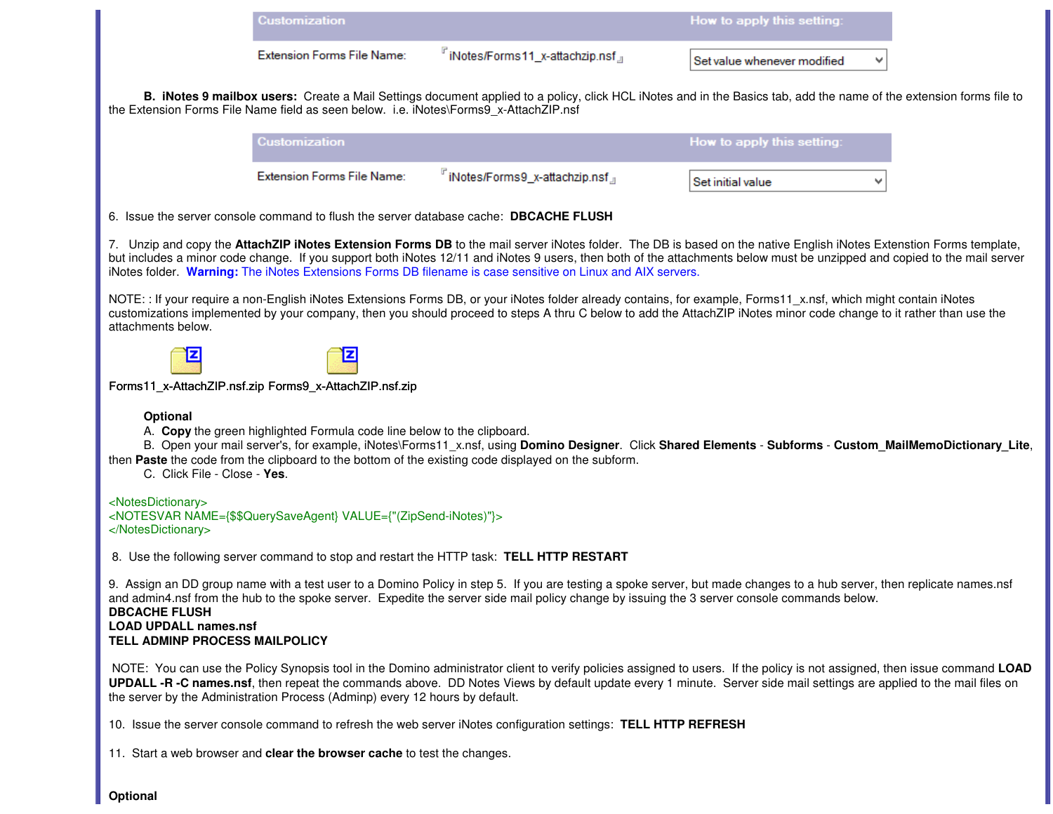| Customization | | How to apply this setting: |
| --- | --- | --- |
| Extension Forms File Name: | iNotes/Forms11_x-attachzip.nsf | Set value whenever modified |

**B. iNotes 9 mailbox users:** Create a Mail Settings document applied to a policy, click HCL iNotes and in the Basics tab, add the name of the extension forms file to the Extension Forms File Name field as seen below. i.e. iNotes\Forms9_x-AttachZIP.nsf

| Customization | | How to apply this setting: |
| --- | --- | --- |
| Extension Forms File Name: | iNotes/Forms9_x-attachzip.nsf | Set initial value |

6. Issue the server console command to flush the server database cache: **DBCACHE FLUSH**

7. Unzip and copy the **AttachZIP iNotes Extension Forms DB** to the mail server iNotes folder. The DB is based on the native English iNotes Extenstion Forms template, but includes a minor code change. If you support both iNotes 12/11 and iNotes 9 users, then both of the attachments below must be unzipped and copied to the mail server iNotes folder. **Warning:** The iNotes Extensions Forms DB filename is case sensitive on Linux and AIX servers.

NOTE: : If your require a non-English iNotes Extensions Forms DB, or your iNotes folder already contains, for example, Forms11_x.nsf, which might contain iNotes customizations implemented by your company, then you should proceed to steps A thru C below to add the AttachZIP iNotes minor code change to it rather than use the attachments below.

Forms11_x-AttachZIP.nsf.zip Forms9_x-AttachZIP.nsf.zip

**Optional**

A. **Copy** the green highlighted Formula code line below to the clipboard.

B. Open your mail server's, for example, iNotes\Forms11_x.nsf, using **Domino Designer**. Click **Shared Elements** - **Subforms** - **Custom_MailMemoDictionary_Lite**, then **Paste** the code from the clipboard to the bottom of the existing code displayed on the subform.

C. Click File - Close - **Yes**.

```
<NotesDictionary>
<NOTESVAR NAME={$$QuerySaveAgent} VALUE={"(ZipSend-iNotes)"}>
</NotesDictionary>
```

8. Use the following server command to stop and restart the HTTP task: **TELL HTTP RESTART**

9. Assign an DD group name with a test user to a Domino Policy in step 5. If you are testing a spoke server, but made changes to a hub server, then replicate names.nsf and admin4.nsf from the hub to the spoke server. Expedite the server side mail policy change by issuing the 3 server console commands below.
**DBCACHE FLUSH**
**LOAD UPDALL names.nsf**
**TELL ADMINP PROCESS MAILPOLICY**

NOTE: You can use the Policy Synopsis tool in the Domino administrator client to verify policies assigned to users. If the policy is not assigned, then issue command **LOAD UPDALL -R -C names.nsf**, then repeat the commands above. DD Notes Views by default update every 1 minute. Server side mail settings are applied to the mail files on the server by the Administration Process (Adminp) every 12 hours by default.

10. Issue the server console command to refresh the web server iNotes configuration settings: **TELL HTTP REFRESH**

11. Start a web browser and **clear the browser cache** to test the changes.

**Optional**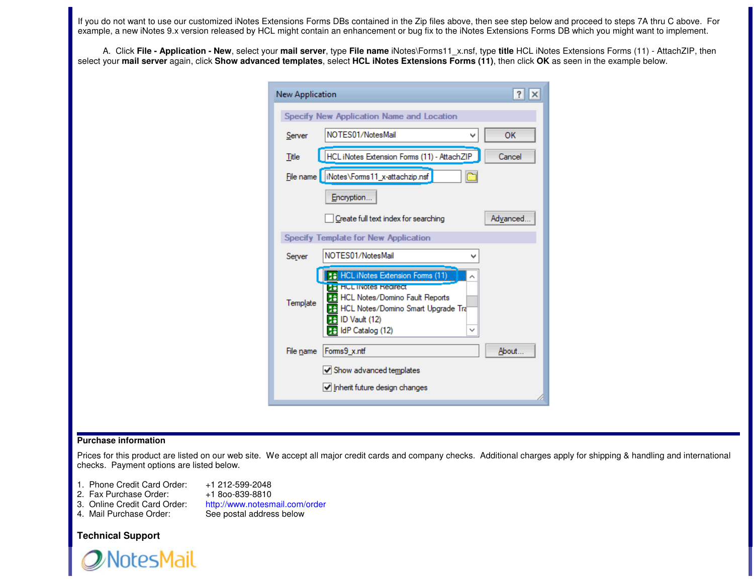If you do not want to use our customized iNotes Extensions Forms DBs contained in the Zip files above, then see step below and proceed to steps 7A thru C above. For example, a new iNotes 9.x version released by HCL might contain an enhancement or bug fix to the iNotes Extensions Forms DB which you might want to implement.

A. Click **File - Application - New**, select your **mail server**, type **File name** iNotes\Forms11_x.nsf, type **title** HCL iNotes Extensions Forms (11) - AttachZIP, then select your **mail server** again, click **Show advanced templates**, select **HCL iNotes Extensions Forms (11)**, then click **OK** as seen in the example below.

**Purchase information**

Prices for this product are listed on our web site. We accept all major credit cards and company checks. Additional charges apply for shipping & handling and international checks. Payment options are listed below.

1. Phone Credit Card Order: +1 212-599-2048
2. Fax Purchase Order: +1 8oo-839-8810
3. Online Credit Card Order: http://www.notesmail.com/order
4. Mail Purchase Order: See postal address below

**Technical Support**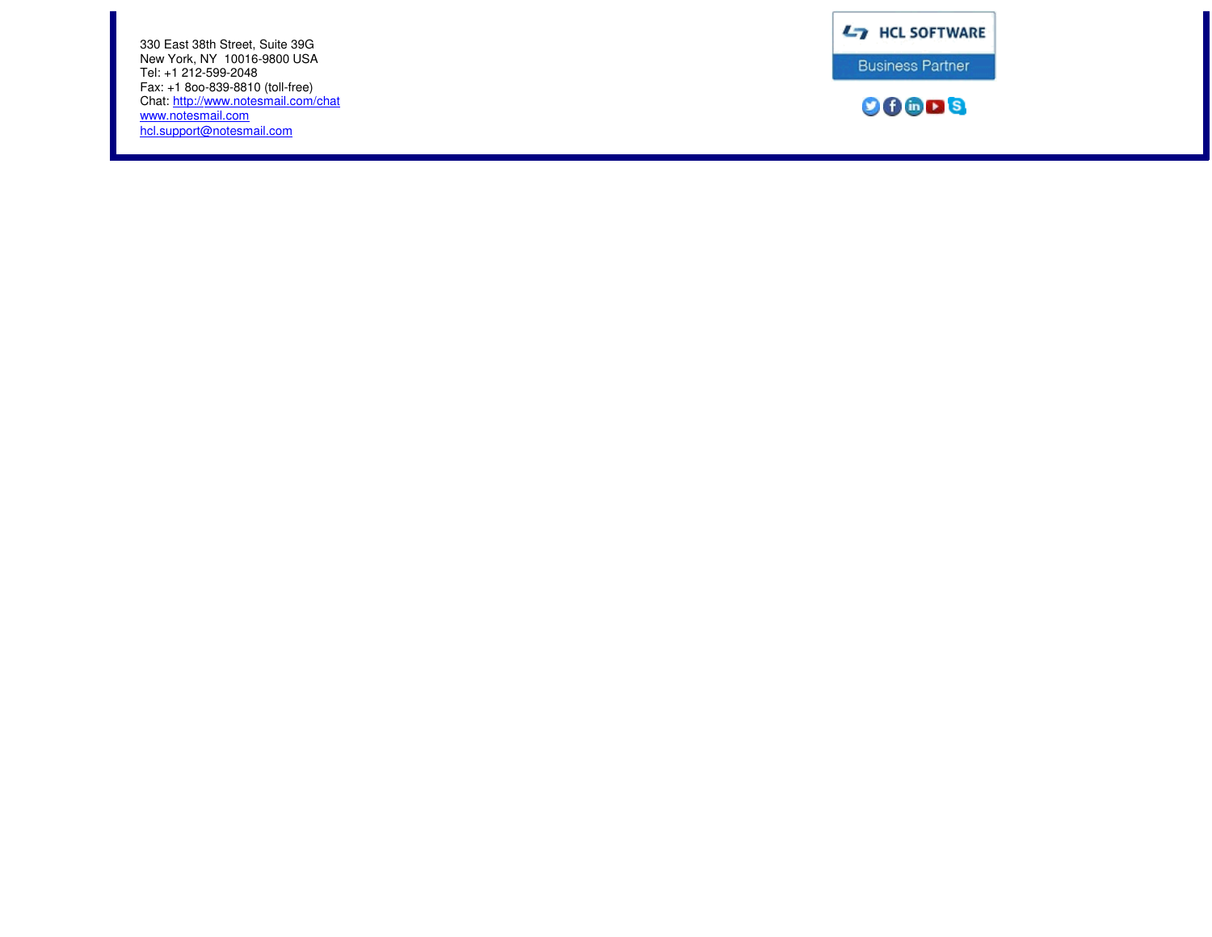330 East 38th Street, Suite 39G
New York, NY  10016-9800 USA
Tel: +1 212-599-2048
Fax: +1 8oo-839-8810 (toll-free)
Chat: http://www.notesmail.com/chat
www.notesmail.com
hcl.support@notesmail.com

HCL SOFTWARE
Business Partner